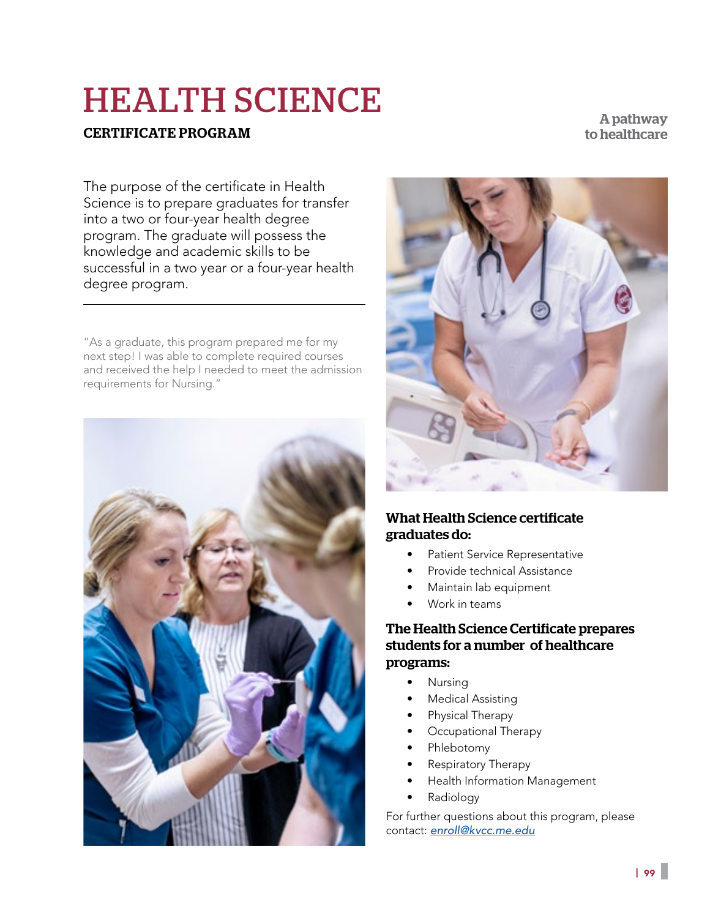# HEALTH SCIENCE

## CERTIFICATE PROGRAM

**A pathway to healthcare**

The purpose of the certificate in Health Science is to prepare graduates for transfer into a two or four-year health degree program. The graduate will possess the knowledge and academic skills to be successful in a two year or a four-year health degree program.

---

"As a graduate, this program prepared me for my next step! I was able to complete required courses and received the help I needed to meet the admission requirements for Nursing."

### What Health Science certificate graduates do:

- Patient Service Representative
- Provide technical Assistance
- Maintain lab equipment
- Work in teams

### The Health Science Certificate prepares students for a number of healthcare programs:

- Nursing
- Medical Assisting
- Physical Therapy
- Occupational Therapy
- Phlebotomy
- Respiratory Therapy
- Health Information Management
- Radiology

For further questions about this program, please contact: *enroll@kvcc.me.edu*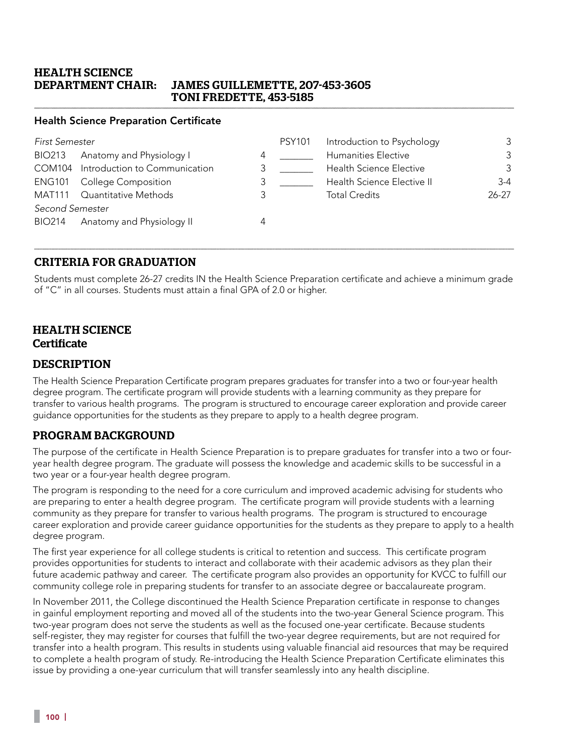## HEALTH SCIENCE
## DEPARTMENT CHAIR: JAMES GUILLEMETTE, 207-453-3605
## TONI FREDETTE, 453-5185

### Health Science Preparation Certificate

| | | |
|---|---|---|
| *First Semester* | | |
| BIO213 | Anatomy and Physiology I | 4 |
| COM104 | Introduction to Communication | 3 |
| ENG101 | College Composition | 3 |
| MAT111 | Quantitative Methods | 3 |
| *Second Semester* | | |
| BIO214 | Anatomy and Physiology II | 4 |
| PSY101 | Introduction to Psychology | 3 |
| _______ | Humanities Elective | 3 |
| _______ | Health Science Elective | 3 |
| _______ | Health Science Elective II | 3-4 |
| | Total Credits | 26-27 |

## CRITERIA FOR GRADUATION

Students must complete 26-27 credits IN the Health Science Preparation certificate and achieve a minimum grade of "C" in all courses. Students must attain a final GPA of 2.0 or higher.

## HEALTH SCIENCE
**Certificate**

## DESCRIPTION

The Health Science Preparation Certificate program prepares graduates for transfer into a two or four-year health degree program. The certificate program will provide students with a learning community as they prepare for transfer to various health programs. The program is structured to encourage career exploration and provide career guidance opportunities for the students as they prepare to apply to a health degree program.

## PROGRAM BACKGROUND

The purpose of the certificate in Health Science Preparation is to prepare graduates for transfer into a two or four-year health degree program. The graduate will possess the knowledge and academic skills to be successful in a two year or a four-year health degree program.

The program is responding to the need for a core curriculum and improved academic advising for students who are preparing to enter a health degree program. The certificate program will provide students with a learning community as they prepare for transfer to various health programs. The program is structured to encourage career exploration and provide career guidance opportunities for the students as they prepare to apply to a health degree program.

The first year experience for all college students is critical to retention and success. This certificate program provides opportunities for students to interact and collaborate with their academic advisors as they plan their future academic pathway and career. The certificate program also provides an opportunity for KVCC to fulfill our community college role in preparing students for transfer to an associate degree or baccalaureate program.

In November 2011, the College discontinued the Health Science Preparation certificate in response to changes in gainful employment reporting and moved all of the students into the two-year General Science program. This two-year program does not serve the students as well as the focused one-year certificate. Because students self-register, they may register for courses that fulfill the two-year degree requirements, but are not required for transfer into a health program. This results in students using valuable financial aid resources that may be required to complete a health program of study. Re-introducing the Health Science Preparation Certificate eliminates this issue by providing a one-year curriculum that will transfer seamlessly into any health discipline.